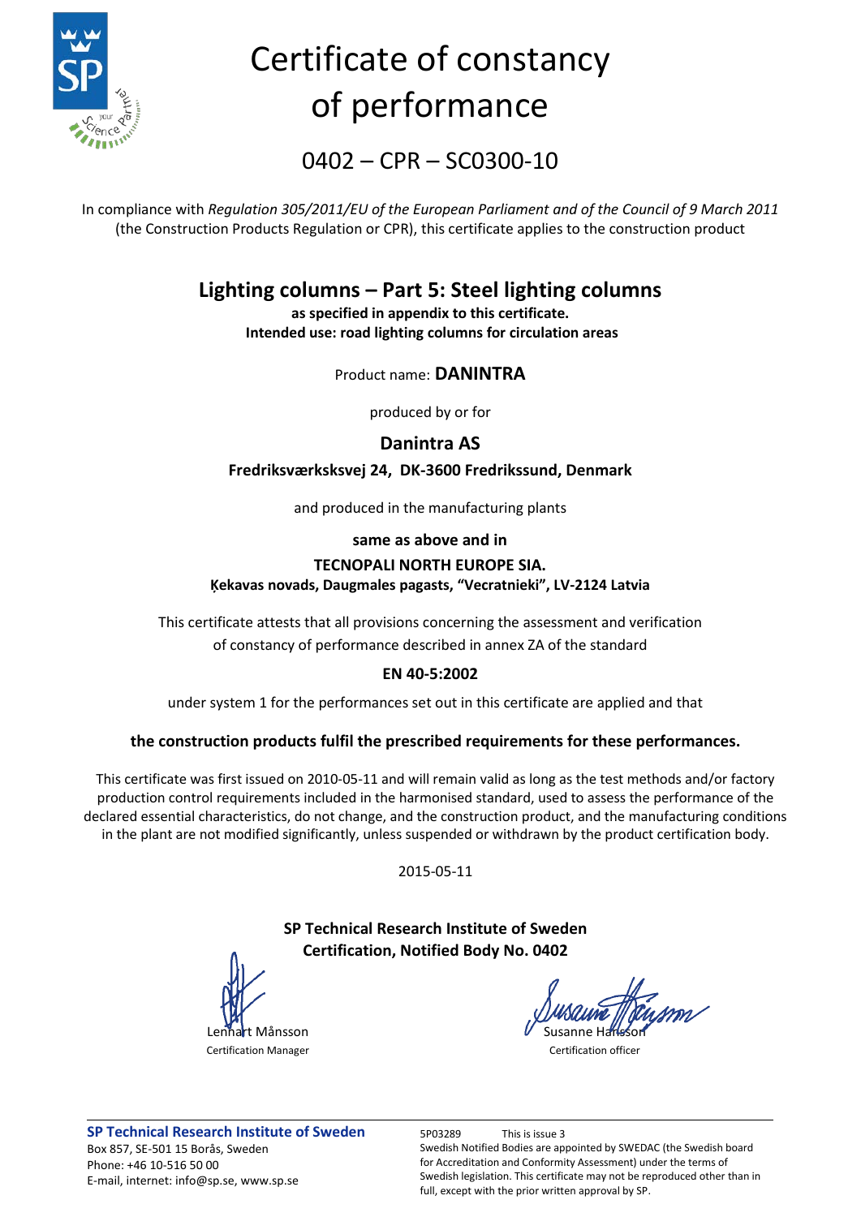# Certificate of constancy of performance

## 0402 – CPR – SC0300-10

In compliance with *Regulation 305/2011/EU of the European Parliament and of the Council of 9 March 2011* (the Construction Products Regulation or CPR), this certificate applies to the construction product

## Lighting columns – Part 5: Steel lighting columns

**as specified in appendix to this certificate.**
**Intended use: road lighting columns for circulation areas**

Product name: **DANINTRA**

produced by or for

**Danintra AS**

**Fredriksværksksvej 24, DK-3600 Fredrikssund, Denmark**

and produced in the manufacturing plants

**same as above and in**

**TECNOPALI NORTH EUROPE SIA.**
**Ķekavas novads, Daugmales pagasts, "Vecratnieki", LV-2124 Latvia**

This certificate attests that all provisions concerning the assessment and verification of constancy of performance described in annex ZA of the standard

**EN 40-5:2002**

under system 1 for the performances set out in this certificate are applied and that

**the construction products fulfil the prescribed requirements for these performances.**

This certificate was first issued on 2010-05-11 and will remain valid as long as the test methods and/or factory production control requirements included in the harmonised standard, used to assess the performance of the declared essential characteristics, do not change, and the construction product, and the manufacturing conditions in the plant are not modified significantly, unless suspended or withdrawn by the product certification body.

2015-05-11

**SP Technical Research Institute of Sweden**
**Certification, Notified Body No. 0402**

Lennart Månsson
Certification Manager

Susanne Hansson
Certification officer

**SP Technical Research Institute of Sweden**
Box 857, SE-501 15 Borås, Sweden
Phone: +46 10-516 50 00
E-mail, internet: info@sp.se, www.sp.se

5P03289 This is issue 3
Swedish Notified Bodies are appointed by SWEDAC (the Swedish board for Accreditation and Conformity Assessment) under the terms of Swedish legislation. This certificate may not be reproduced other than in full, except with the prior written approval by SP.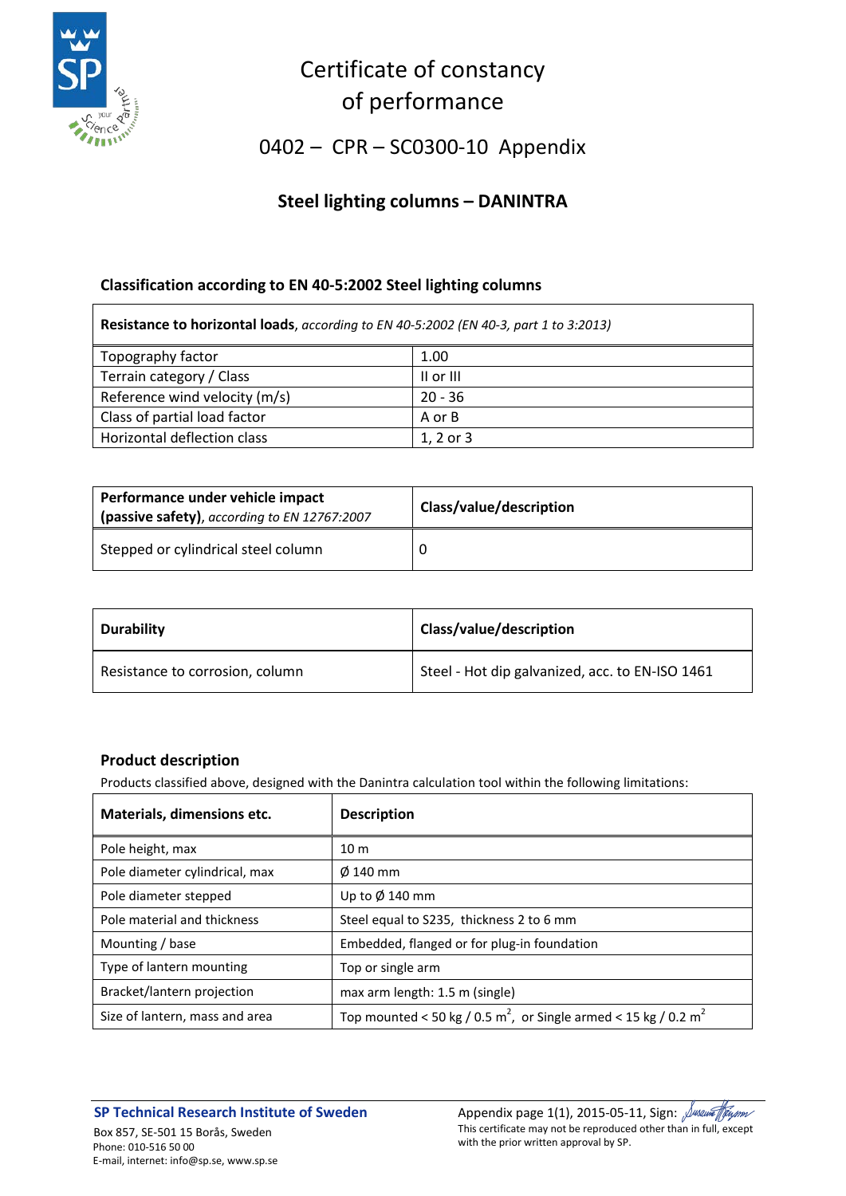# Certificate of constancy of performance

## 0402 – CPR – SC0300-10 Appendix

### Steel lighting columns – DANINTRA

#### Classification according to EN 40-5:2002 Steel lighting columns

| **Resistance to horizontal loads**, *according to EN 40-5:2002 (EN 40-3, part 1 to 3:2013)* | |
|---|---|
| Topography factor | 1.00 |
| Terrain category / Class | II or III |
| Reference wind velocity (m/s) | 20 - 36 |
| Class of partial load factor | A or B |
| Horizontal deflection class | 1, 2 or 3 |

| **Performance under vehicle impact (passive safety)**, *according to EN 12767:2007* | **Class/value/description** |
|---|---|
| Stepped or cylindrical steel column | 0 |

| **Durability** | **Class/value/description** |
|---|---|
| Resistance to corrosion, column | Steel - Hot dip galvanized, acc. to EN-ISO 1461 |

#### Product description

Products classified above, designed with the Danintra calculation tool within the following limitations:

| **Materials, dimensions etc.** | **Description** |
|---|---|
| Pole height, max | 10 m |
| Pole diameter cylindrical, max | Ø 140 mm |
| Pole diameter stepped | Up to Ø 140 mm |
| Pole material and thickness | Steel equal to S235, thickness 2 to 6 mm |
| Mounting / base | Embedded, flanged or for plug-in foundation |
| Type of lantern mounting | Top or single arm |
| Bracket/lantern projection | max arm length: 1.5 m (single) |
| Size of lantern, mass and area | Top mounted < 50 kg / 0.5 $m^2$, or Single armed < 15 kg / 0.2 $m^2$ |

**SP Technical Research Institute of Sweden**
Box 857, SE-501 15 Borås, Sweden
Phone: 010-516 50 00
E-mail, internet: info@sp.se, www.sp.se

Appendix page 1(1), 2015-05-11, Sign:
This certificate may not be reproduced other than in full, except with the prior written approval by SP.